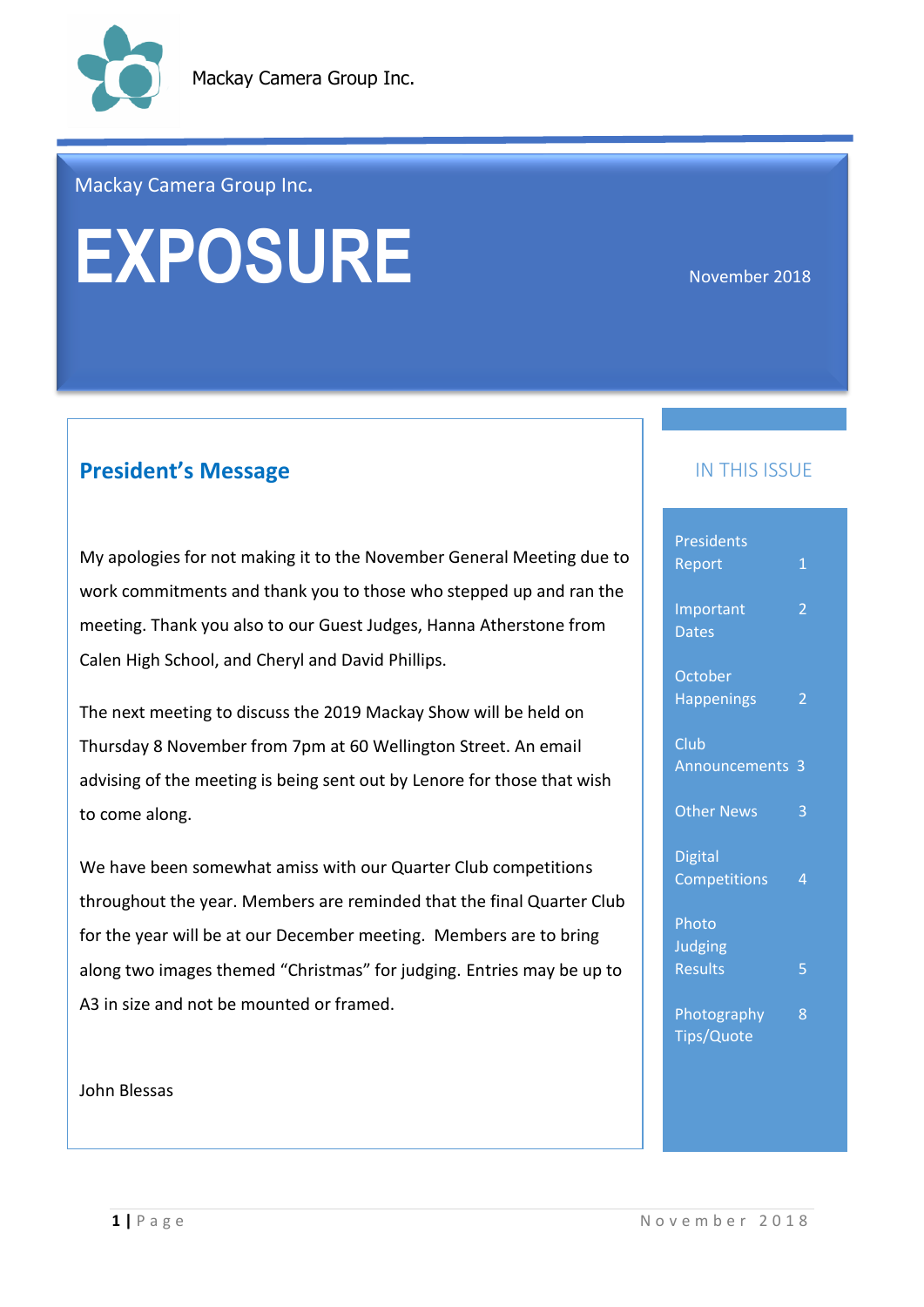Mackay Camera Group Inc.

Mackay Camera Group Inc.

# EXPOSURE

November 2018

## President's Message

My apologies for not making it to the November General Meeting due to work commitments and thank you to those who stepped up and ran the meeting. Thank you also to our Guest Judges, Hanna Atherstone from Calen High School, and Cheryl and David Phillips.

The next meeting to discuss the 2019 Mackay Show will be held on Thursday 8 November from 7pm at 60 Wellington Street. An email advising of the meeting is being sent out by Lenore for those that wish to come along.

We have been somewhat amiss with our Quarter Club competitions throughout the year. Members are reminded that the final Quarter Club for the year will be at our December meeting. Members are to bring along two images themed "Christmas" for judging. Entries may be up to A3 in size and not be mounted or framed.

John Blessas

## IN THIS ISSUE

| | |
|---|---|
| Presidents Report | 1 |
| Important Dates | 2 |
| October Happenings | 2 |
| Club Announcements | 3 |
| Other News | 3 |
| Digital Competitions | 4 |
| Photo Judging Results | 5 |
| Photography Tips/Quote | 8 |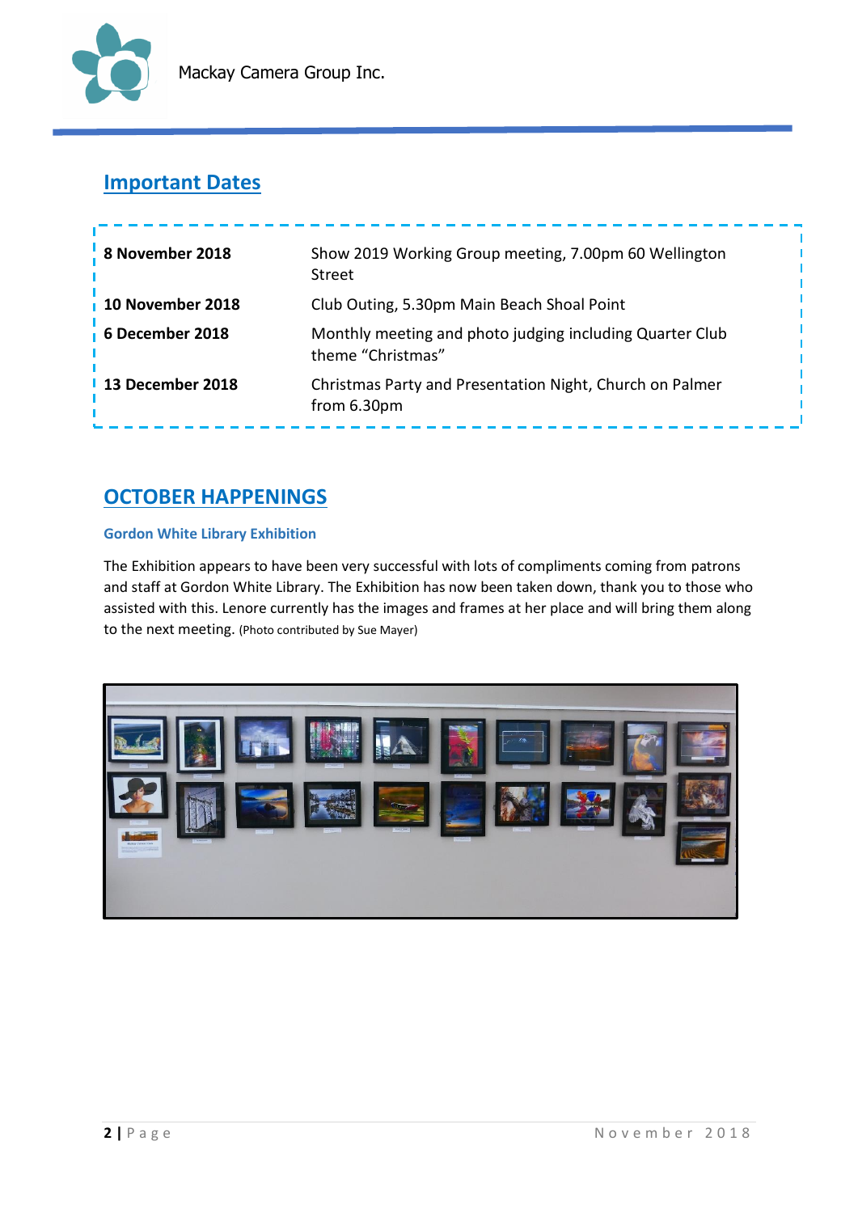## Important Dates

| | |
|---|---|
| **8 November 2018** | Show 2019 Working Group meeting, 7.00pm 60 Wellington Street |
| **10 November 2018** | Club Outing, 5.30pm Main Beach Shoal Point |
| **6 December 2018** | Monthly meeting and photo judging including Quarter Club theme "Christmas" |
| **13 December 2018** | Christmas Party and Presentation Night, Church on Palmer from 6.30pm |

## OCTOBER HAPPENINGS

### Gordon White Library Exhibition

The Exhibition appears to have been very successful with lots of compliments coming from patrons and staff at Gordon White Library. The Exhibition has now been taken down, thank you to those who assisted with this. Lenore currently has the images and frames at her place and will bring them along to the next meeting. (Photo contributed by Sue Mayer)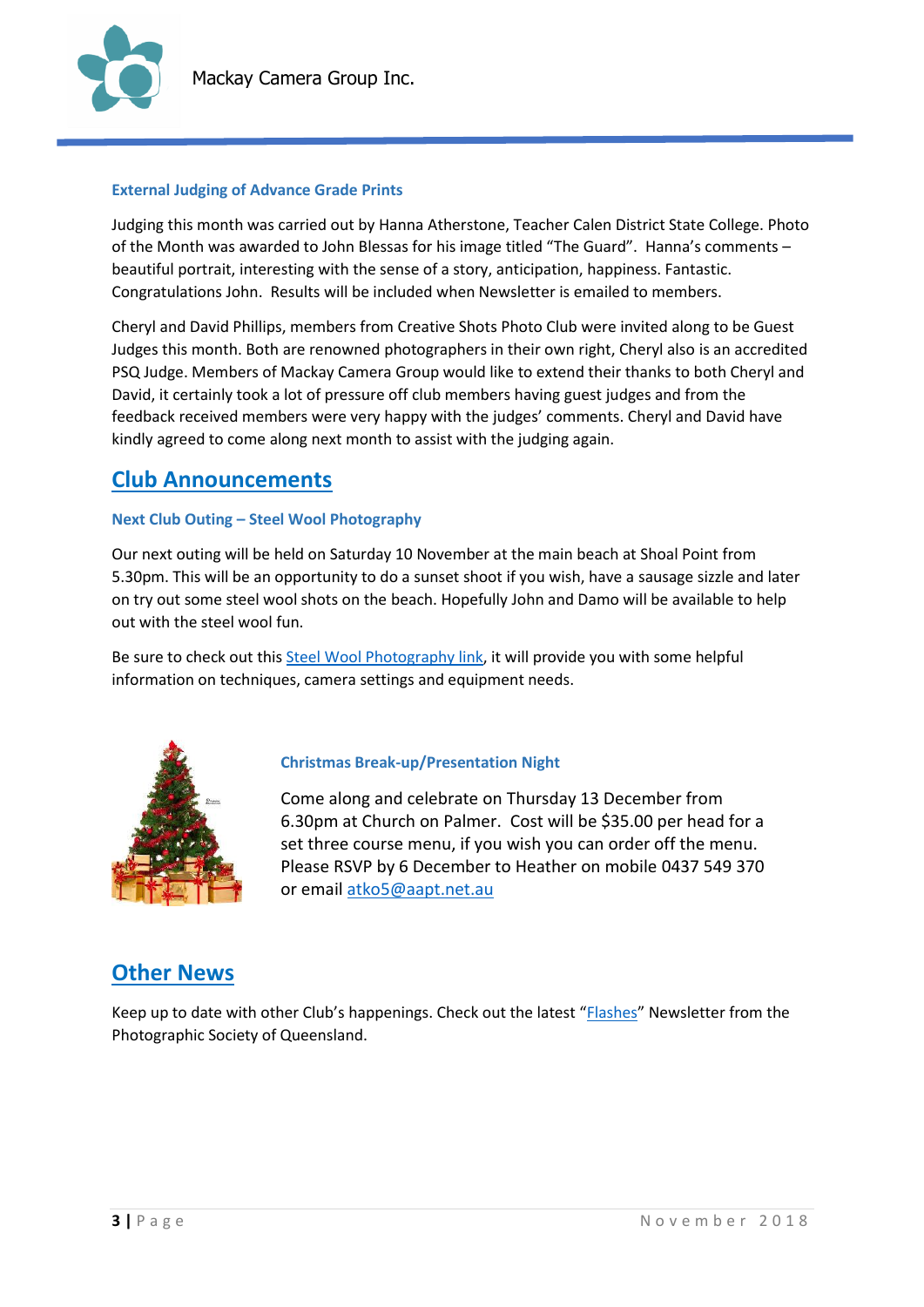### External Judging of Advance Grade Prints

Judging this month was carried out by Hanna Atherstone, Teacher Calen District State College. Photo of the Month was awarded to John Blessas for his image titled "The Guard". Hanna's comments – beautiful portrait, interesting with the sense of a story, anticipation, happiness. Fantastic. Congratulations John. Results will be included when Newsletter is emailed to members.

Cheryl and David Phillips, members from Creative Shots Photo Club were invited along to be Guest Judges this month. Both are renowned photographers in their own right, Cheryl also is an accredited PSQ Judge. Members of Mackay Camera Group would like to extend their thanks to both Cheryl and David, it certainly took a lot of pressure off club members having guest judges and from the feedback received members were very happy with the judges' comments. Cheryl and David have kindly agreed to come along next month to assist with the judging again.

## Club Announcements

### Next Club Outing – Steel Wool Photography

Our next outing will be held on Saturday 10 November at the main beach at Shoal Point from 5.30pm. This will be an opportunity to do a sunset shoot if you wish, have a sausage sizzle and later on try out some steel wool shots on the beach. Hopefully John and Damo will be available to help out with the steel wool fun.

Be sure to check out this Steel Wool Photography link, it will provide you with some helpful information on techniques, camera settings and equipment needs.

### Christmas Break-up/Presentation Night

Come along and celebrate on Thursday 13 December from 6.30pm at Church on Palmer. Cost will be $35.00 per head for a set three course menu, if you wish you can order off the menu. Please RSVP by 6 December to Heather on mobile 0437 549 370 or email atko5@aapt.net.au

## Other News

Keep up to date with other Club's happenings. Check out the latest "Flashes" Newsletter from the Photographic Society of Queensland.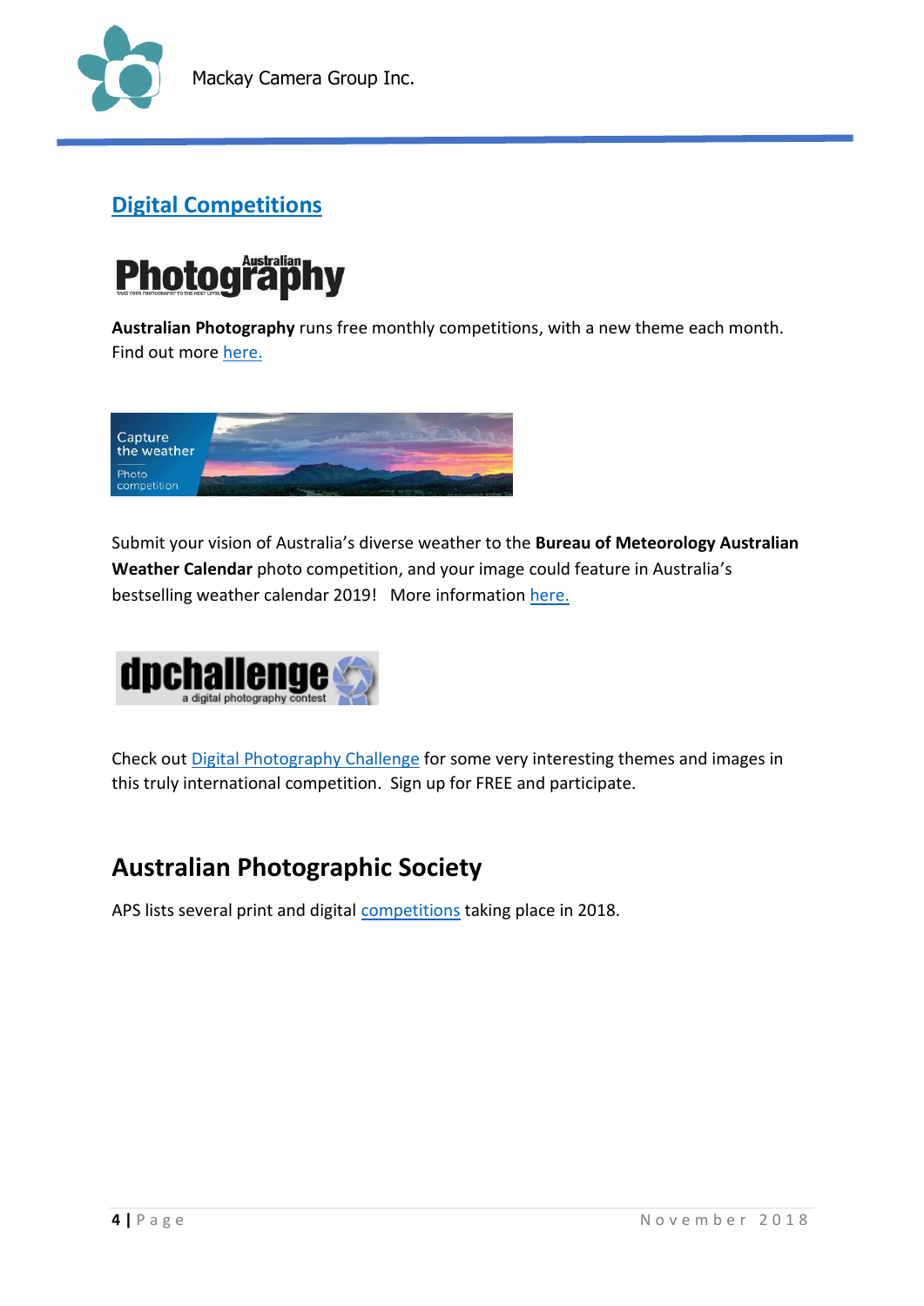## Digital Competitions

**Australian Photography** runs free monthly competitions, with a new theme each month. Find out more here.

Submit your vision of Australia's diverse weather to the **Bureau of Meteorology Australian Weather Calendar** photo competition, and your image could feature in Australia's bestselling weather calendar 2019! More information here.

Check out Digital Photography Challenge for some very interesting themes and images in this truly international competition. Sign up for FREE and participate.

## Australian Photographic Society

APS lists several print and digital competitions taking place in 2018.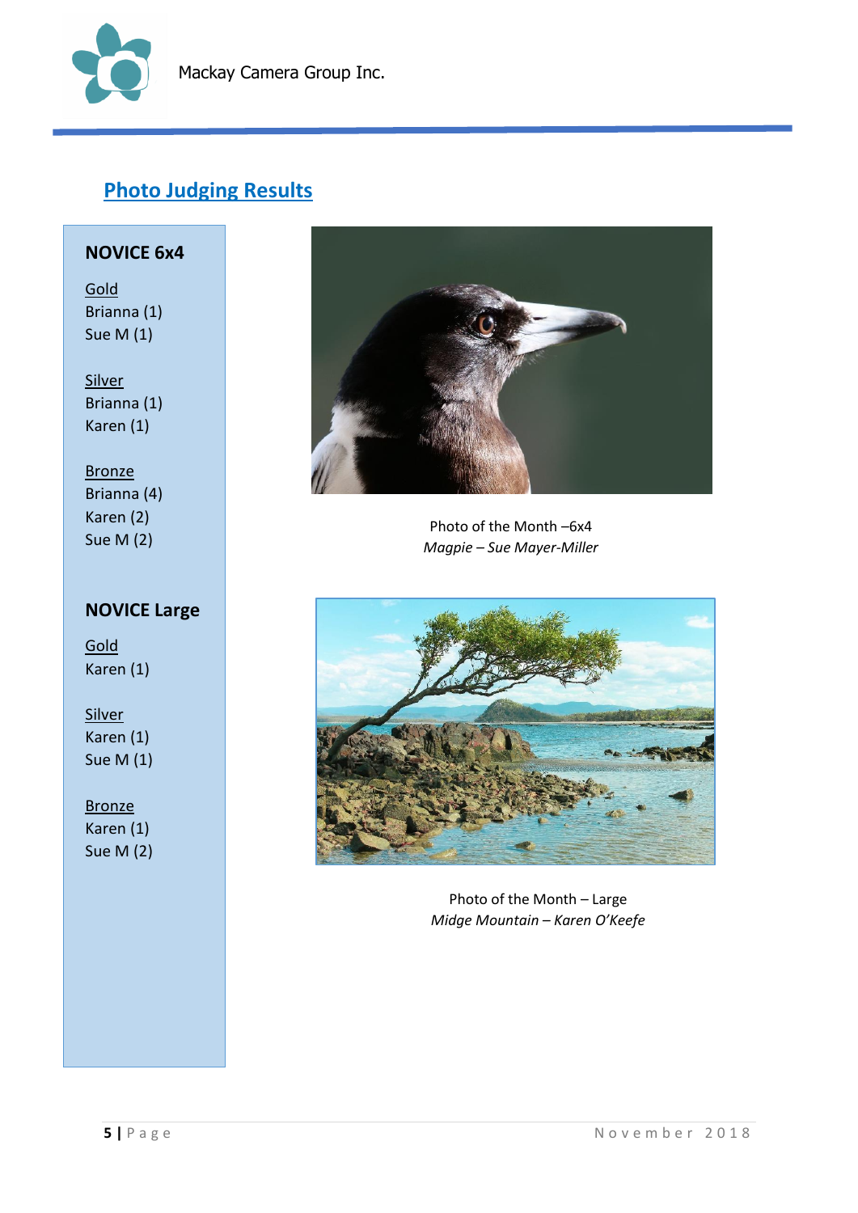## Photo Judging Results

### NOVICE 6x4

Gold
Brianna (1)
Sue M (1)

Silver
Brianna (1)
Karen (1)

Bronze
Brianna (4)
Karen (2)
Sue M (2)

### NOVICE Large

Gold
Karen (1)

Silver
Karen (1)
Sue M (1)

Bronze
Karen (1)
Sue M (2)

Photo of the Month –6x4
*Magpie – Sue Mayer-Miller*

Photo of the Month – Large
*Midge Mountain – Karen O'Keefe*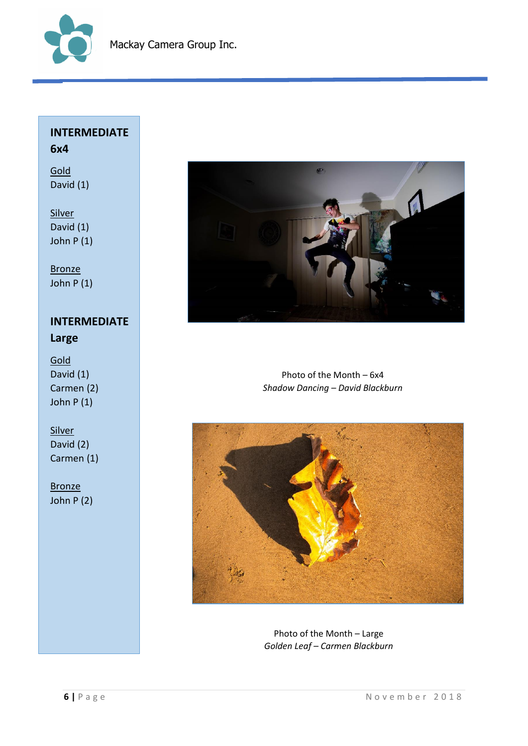## INTERMEDIATE 6x4

Gold
David (1)

Silver
David (1)
John P (1)

Bronze
John P (1)

## INTERMEDIATE Large

Gold
David (1)
Carmen (2)
John P (1)

Silver
David (2)
Carmen (1)

Bronze
John P (2)

Photo of the Month – 6x4
*Shadow Dancing – David Blackburn*

Photo of the Month – Large
*Golden Leaf – Carmen Blackburn*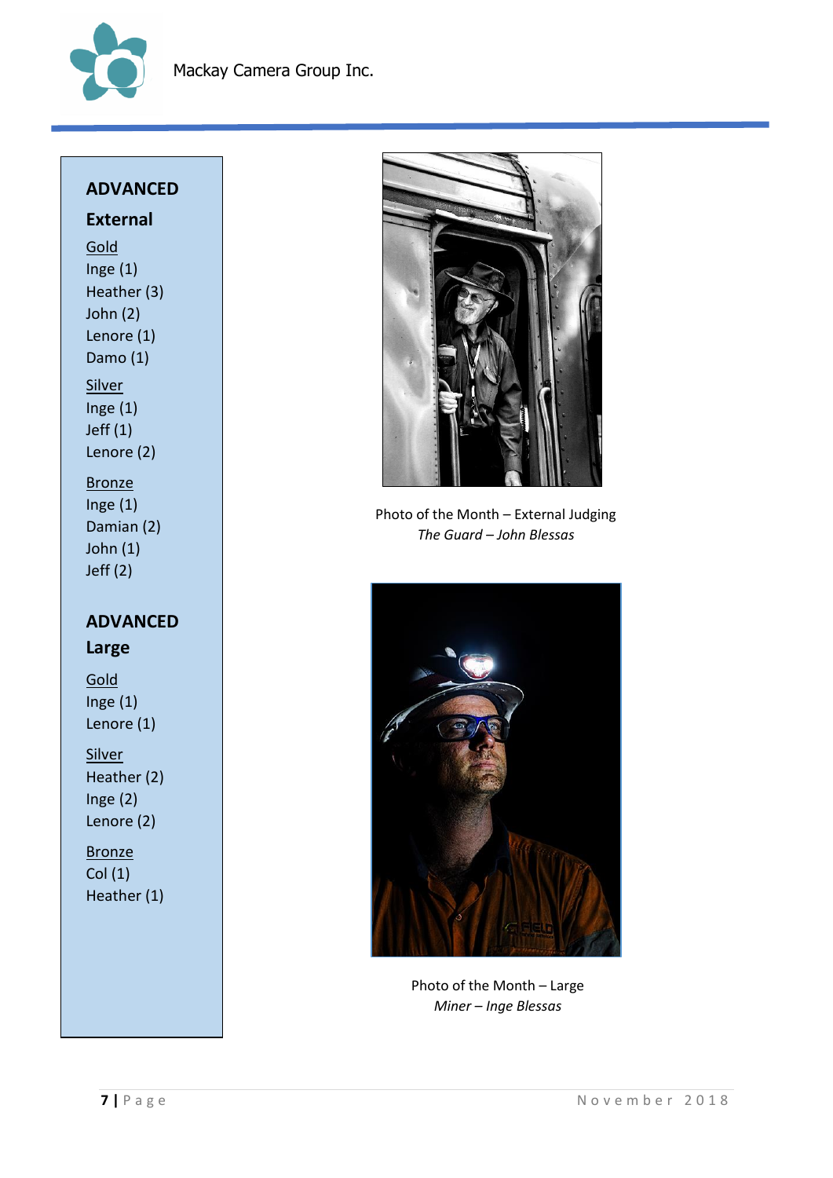## ADVANCED

### External

Gold
Inge (1)
Heather (3)
John (2)
Lenore (1)
Damo (1)

Silver
Inge (1)
Jeff (1)
Lenore (2)

Bronze
Inge (1)
Damian (2)
John (1)
Jeff (2)

## ADVANCED

### Large

Gold
Inge (1)
Lenore (1)

Silver
Heather (2)
Inge (2)
Lenore (2)

Bronze
Col (1)
Heather (1)

Photo of the Month – External Judging
*The Guard – John Blessas*

Photo of the Month – Large
*Miner – Inge Blessas*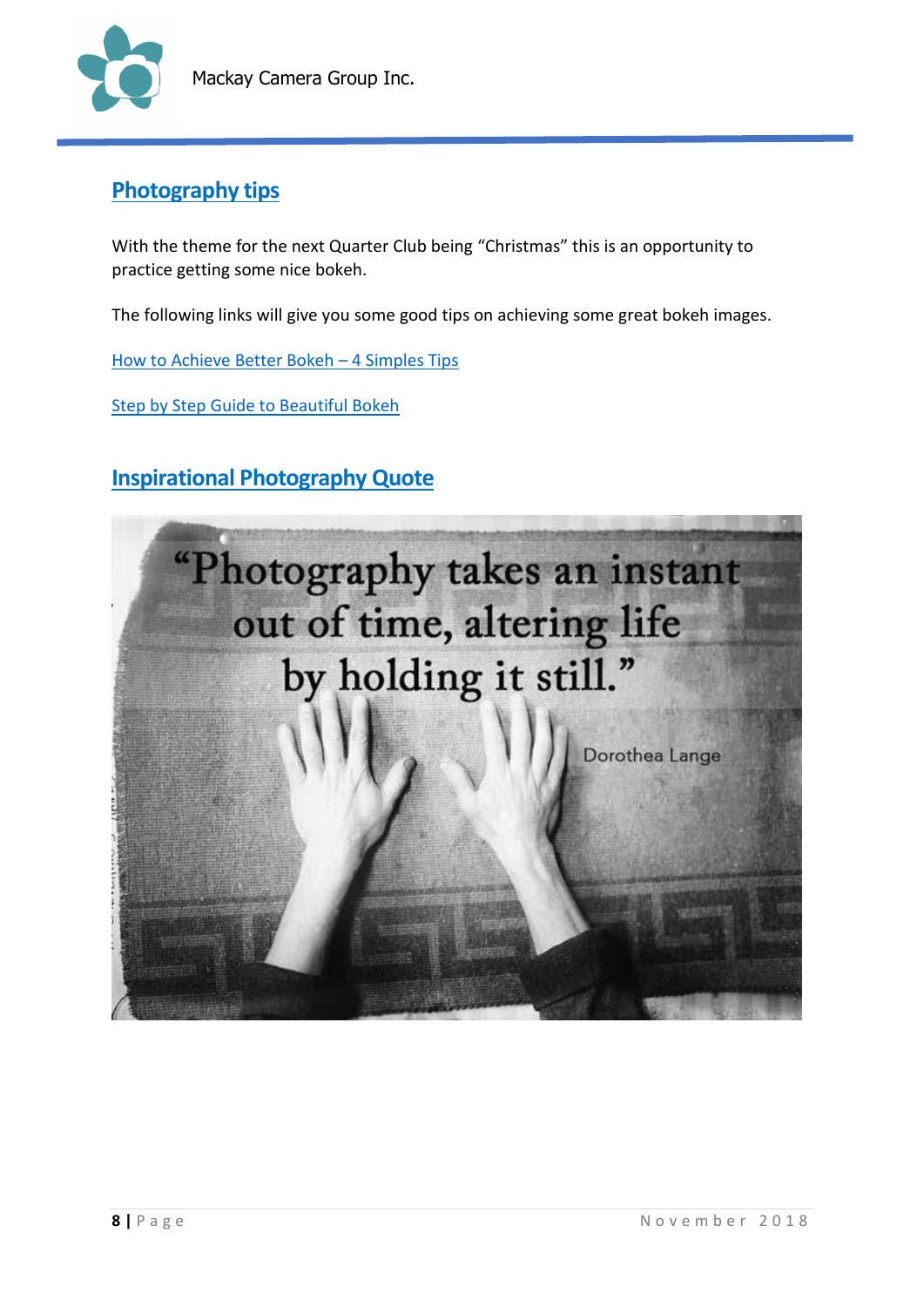## Photography tips

With the theme for the next Quarter Club being "Christmas" this is an opportunity to practice getting some nice bokeh.

The following links will give you some good tips on achieving some great bokeh images.

How to Achieve Better Bokeh – 4 Simples Tips

Step by Step Guide to Beautiful Bokeh

## Inspirational Photography Quote

"Photography takes an instant out of time, altering life by holding it still."

Dorothea Lange